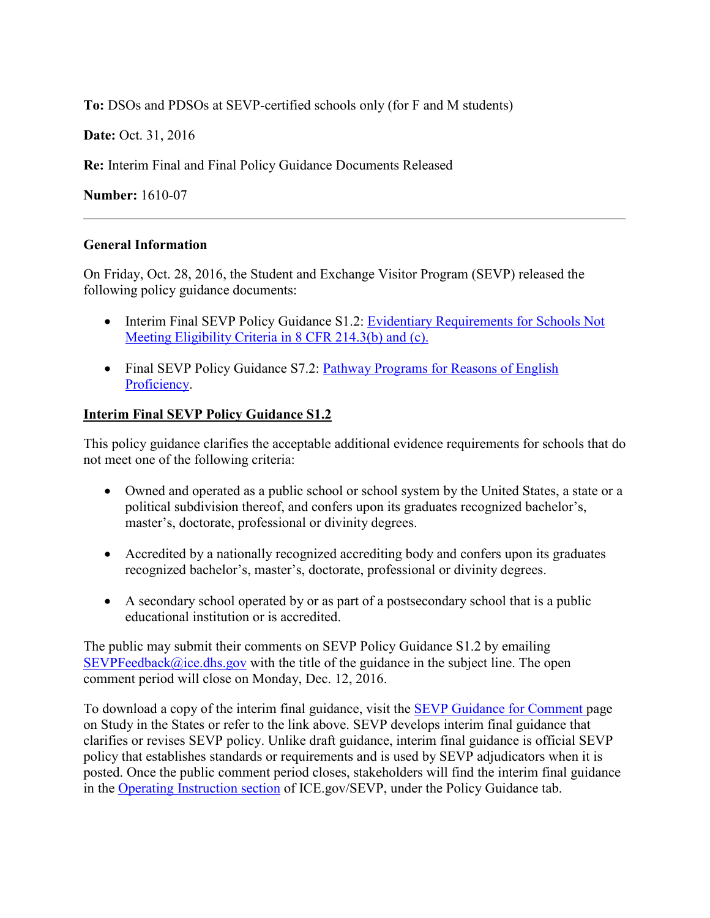**To:** DSOs and PDSOs at SEVP-certified schools only (for F and M students)

**Date:** Oct. 31, 2016

**Re:** Interim Final and Final Policy Guidance Documents Released

**Number:** 1610-07

---

**General Information**

On Friday, Oct. 28, 2016, the Student and Exchange Visitor Program (SEVP) released the following policy guidance documents:

- Interim Final SEVP Policy Guidance S1.2: Evidentiary Requirements for Schools Not Meeting Eligibility Criteria in 8 CFR 214.3(b) and (c).
- Final SEVP Policy Guidance S7.2: Pathway Programs for Reasons of English Proficiency.

**Interim Final SEVP Policy Guidance S1.2**

This policy guidance clarifies the acceptable additional evidence requirements for schools that do not meet one of the following criteria:

- Owned and operated as a public school or school system by the United States, a state or a political subdivision thereof, and confers upon its graduates recognized bachelor's, master's, doctorate, professional or divinity degrees.
- Accredited by a nationally recognized accrediting body and confers upon its graduates recognized bachelor's, master's, doctorate, professional or divinity degrees.
- A secondary school operated by or as part of a postsecondary school that is a public educational institution or is accredited.

The public may submit their comments on SEVP Policy Guidance S1.2 by emailing SEVPFeedback@ice.dhs.gov with the title of the guidance in the subject line. The open comment period will close on Monday, Dec. 12, 2016.

To download a copy of the interim final guidance, visit the SEVP Guidance for Comment page on Study in the States or refer to the link above. SEVP develops interim final guidance that clarifies or revises SEVP policy. Unlike draft guidance, interim final guidance is official SEVP policy that establishes standards or requirements and is used by SEVP adjudicators when it is posted. Once the public comment period closes, stakeholders will find the interim final guidance in the Operating Instruction section of ICE.gov/SEVP, under the Policy Guidance tab.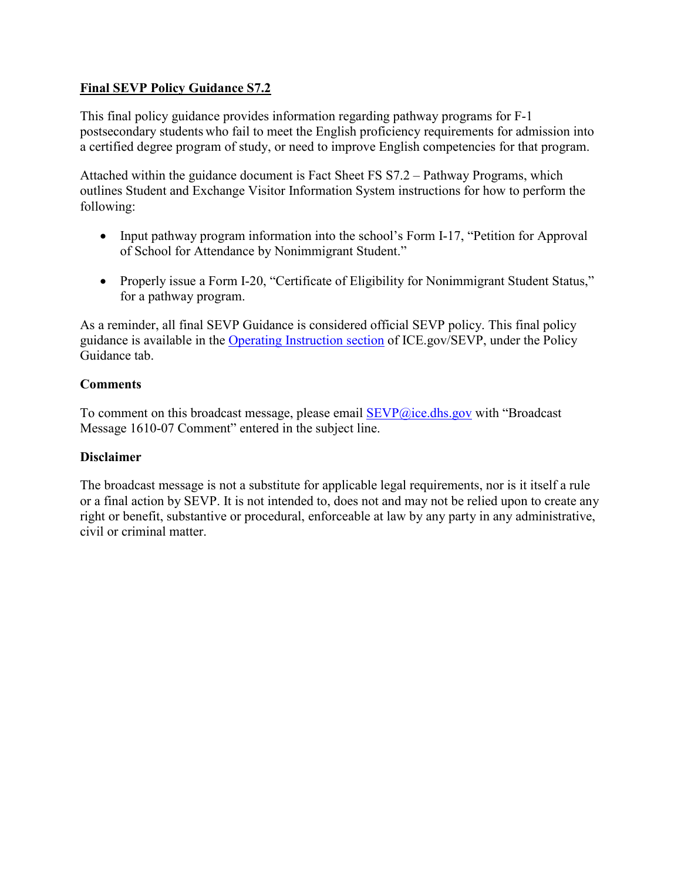**<u>Final SEVP Policy Guidance S7.2</u>**

This final policy guidance provides information regarding pathway programs for F-1 postsecondary students who fail to meet the English proficiency requirements for admission into a certified degree program of study, or need to improve English competencies for that program.

Attached within the guidance document is Fact Sheet FS S7.2 – Pathway Programs, which outlines Student and Exchange Visitor Information System instructions for how to perform the following:

- Input pathway program information into the school's Form I-17, "Petition for Approval of School for Attendance by Nonimmigrant Student."
- Properly issue a Form I-20, "Certificate of Eligibility for Nonimmigrant Student Status," for a pathway program.

As a reminder, all final SEVP Guidance is considered official SEVP policy. This final policy guidance is available in the [Operating Instruction section](#) of ICE.gov/SEVP, under the Policy Guidance tab.

**Comments**

To comment on this broadcast message, please email [SEVP@ice.dhs.gov](mailto:SEVP@ice.dhs.gov) with "Broadcast Message 1610-07 Comment" entered in the subject line.

**Disclaimer**

The broadcast message is not a substitute for applicable legal requirements, nor is it itself a rule or a final action by SEVP. It is not intended to, does not and may not be relied upon to create any right or benefit, substantive or procedural, enforceable at law by any party in any administrative, civil or criminal matter.